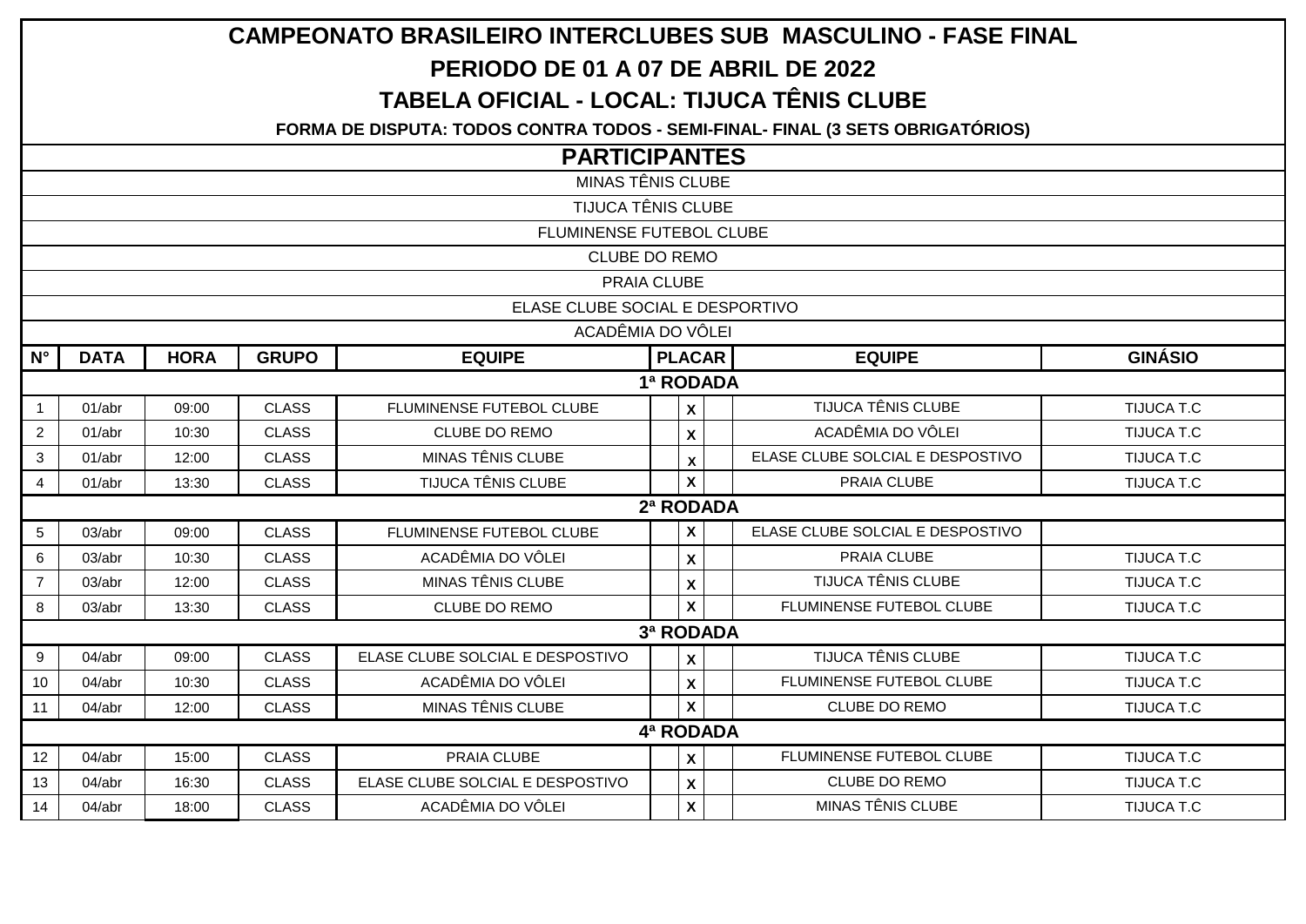# CAMPEONATO BRASILEIRO INTERCLUBES SUB MASCULINO - FASE FINAL

## PERIODO DE 01 A 07 DE ABRIL DE 2022

## TABELA OFICIAL - LOCAL: TIJUCA TÊNIS CLUBE

**FORMA DE DISPUTA: TODOS CONTRA TODOS - SEMI-FINAL- FINAL (3 SETS OBRIGATÓRIOS)**

## PARTICIPANTES

MINAS TÊNIS CLUBE

TIJUCA TÊNIS CLUBE

FLUMINENSE FUTEBOL CLUBE

CLUBE DO REMO

PRAIA CLUBE

ELASE CLUBE SOCIAL E DESPORTIVO

ACADÊMIA DO VÔLEI

| N° | DATA | HORA | GRUPO | EQUIPE | PLACAR | | | EQUIPE | GINÁSIO |
|---|---|---|---|---|---|---|---|---|---|
| **1ª RODADA** | | | | | | | | | |
| 1 | 01/abr | 09:00 | CLASS | FLUMINENSE FUTEBOL CLUBE | | X | | TIJUCA TÊNIS CLUBE | TIJUCA T.C |
| 2 | 01/abr | 10:30 | CLASS | CLUBE DO REMO | | X | | ACADÊMIA DO VÔLEI | TIJUCA T.C |
| 3 | 01/abr | 12:00 | CLASS | MINAS TÊNIS CLUBE | | X | | ELASE CLUBE SOLCIAL E DESPOSTIVO | TIJUCA T.C |
| 4 | 01/abr | 13:30 | CLASS | TIJUCA TÊNIS CLUBE | | X | | PRAIA CLUBE | TIJUCA T.C |
| **2ª RODADA** | | | | | | | | | |
| 5 | 03/abr | 09:00 | CLASS | FLUMINENSE FUTEBOL CLUBE | | X | | ELASE CLUBE SOLCIAL E DESPOSTIVO | |
| 6 | 03/abr | 10:30 | CLASS | ACADÊMIA DO VÔLEI | | X | | PRAIA CLUBE | TIJUCA T.C |
| 7 | 03/abr | 12:00 | CLASS | MINAS TÊNIS CLUBE | | X | | TIJUCA TÊNIS CLUBE | TIJUCA T.C |
| 8 | 03/abr | 13:30 | CLASS | CLUBE DO REMO | | X | | FLUMINENSE FUTEBOL CLUBE | TIJUCA T.C |
| **3ª RODADA** | | | | | | | | | |
| 9 | 04/abr | 09:00 | CLASS | ELASE CLUBE SOLCIAL E DESPOSTIVO | | X | | TIJUCA TÊNIS CLUBE | TIJUCA T.C |
| 10 | 04/abr | 10:30 | CLASS | ACADÊMIA DO VÔLEI | | X | | FLUMINENSE FUTEBOL CLUBE | TIJUCA T.C |
| 11 | 04/abr | 12:00 | CLASS | MINAS TÊNIS CLUBE | | X | | CLUBE DO REMO | TIJUCA T.C |
| **4ª RODADA** | | | | | | | | | |
| 12 | 04/abr | 15:00 | CLASS | PRAIA CLUBE | | X | | FLUMINENSE FUTEBOL CLUBE | TIJUCA T.C |
| 13 | 04/abr | 16:30 | CLASS | ELASE CLUBE SOLCIAL E DESPOSTIVO | | X | | CLUBE DO REMO | TIJUCA T.C |
| 14 | 04/abr | 18:00 | CLASS | ACADÊMIA DO VÔLEI | | X | | MINAS TÊNIS CLUBE | TIJUCA T.C |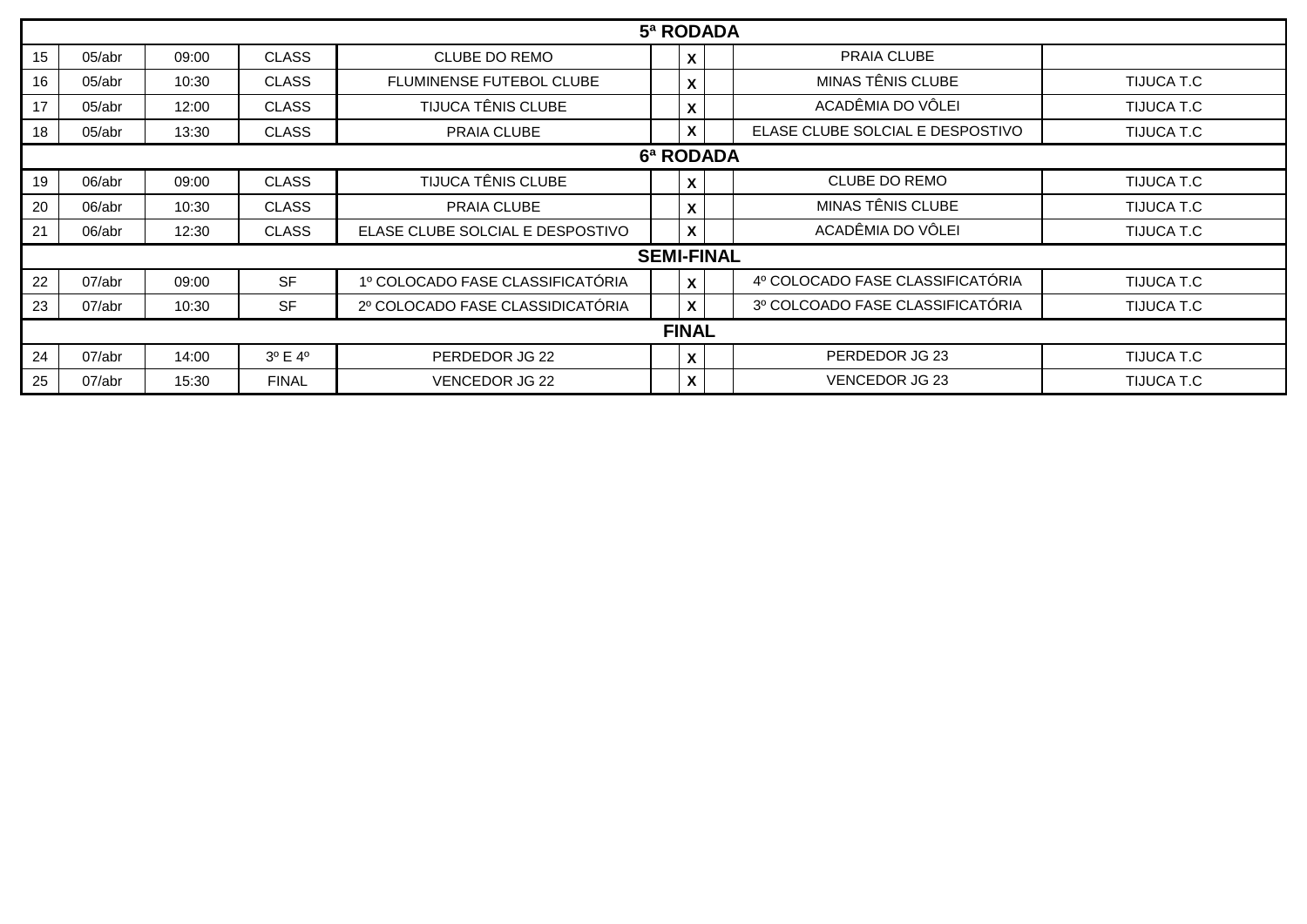| | | | | | | | | |
|---|---|---|---|---|---|---|---|---|
| **5ª RODADA** | | | | | | | | |
| 15 | 05/abr | 09:00 | CLASS | CLUBE DO REMO | | X | PRAIA CLUBE | |
| 16 | 05/abr | 10:30 | CLASS | FLUMINENSE FUTEBOL CLUBE | | X | MINAS TÊNIS CLUBE | TIJUCA T.C |
| 17 | 05/abr | 12:00 | CLASS | TIJUCA TÊNIS CLUBE | | X | ACADÊMIA DO VÔLEI | TIJUCA T.C |
| 18 | 05/abr | 13:30 | CLASS | PRAIA CLUBE | | X | ELASE CLUBE SOLCIAL E DESPOSTIVO | TIJUCA T.C |
| **6ª RODADA** | | | | | | | | |
| 19 | 06/abr | 09:00 | CLASS | TIJUCA TÊNIS CLUBE | | X | CLUBE DO REMO | TIJUCA T.C |
| 20 | 06/abr | 10:30 | CLASS | PRAIA CLUBE | | X | MINAS TÊNIS CLUBE | TIJUCA T.C |
| 21 | 06/abr | 12:30 | CLASS | ELASE CLUBE SOLCIAL E DESPOSTIVO | | X | ACADÊMIA DO VÔLEI | TIJUCA T.C |
| **SEMI-FINAL** | | | | | | | | |
| 22 | 07/abr | 09:00 | SF | 1º COLOCADO FASE CLASSIFICATÓRIA | | X | 4º COLOCADO FASE CLASSIFICATÓRIA | TIJUCA T.C |
| 23 | 07/abr | 10:30 | SF | 2º COLOCADO FASE CLASSIDICATÓRIA | | X | 3º COLCOADO FASE CLASSIFICATÓRIA | TIJUCA T.C |
| **FINAL** | | | | | | | | |
| 24 | 07/abr | 14:00 | 3º E 4º | PERDEDOR JG 22 | | X | PERDEDOR JG 23 | TIJUCA T.C |
| 25 | 07/abr | 15:30 | FINAL | VENCEDOR JG 22 | | X | VENCEDOR JG 23 | TIJUCA T.C |